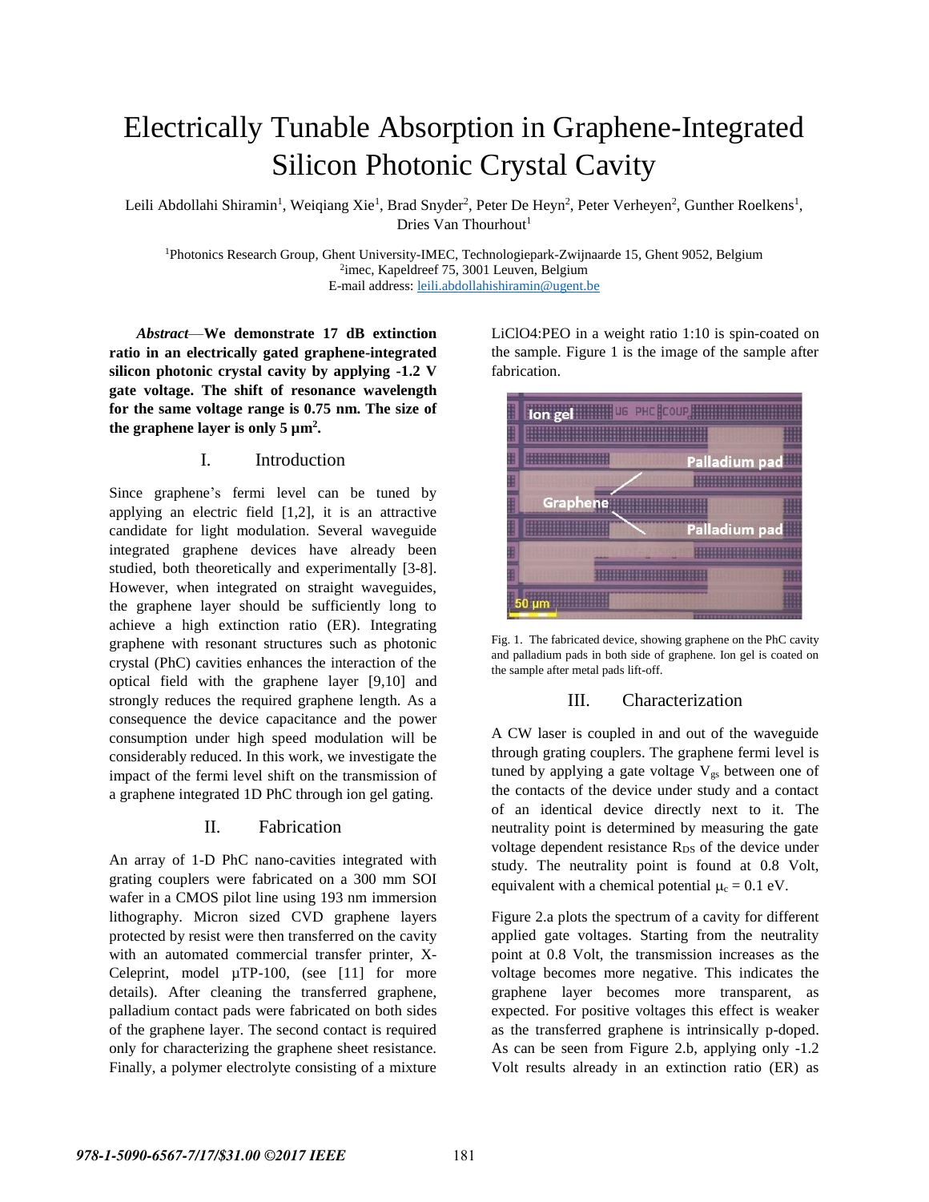# Electrically Tunable Absorption in Graphene-Integrated Silicon Photonic Crystal Cavity

Leili Abdollahi Shiramin[1], Weiqiang Xie[1], Brad Snyder[2], Peter De Heyn[2], Peter Verheyen[2], Gunther Roelkens[1], Dries Van Thourhout[1]

[1]Photonics Research Group, Ghent University-IMEC, Technologiepark-Zwijnaarde 15, Ghent 9052, Belgium
[2]imec, Kapeldreef 75, 3001 Leuven, Belgium
E-mail address: leili.abdollahishiramin@ugent.be

***Abstract*—We demonstrate 17 dB extinction ratio in an electrically gated graphene-integrated silicon photonic crystal cavity by applying -1.2 V gate voltage. The shift of resonance wavelength for the same voltage range is 0.75 nm. The size of the graphene layer is only 5 μm$^2$.**

## I. Introduction

Since graphene's fermi level can be tuned by applying an electric field [1,2], it is an attractive candidate for light modulation. Several waveguide integrated graphene devices have already been studied, both theoretically and experimentally [3-8]. However, when integrated on straight waveguides, the graphene layer should be sufficiently long to achieve a high extinction ratio (ER). Integrating graphene with resonant structures such as photonic crystal (PhC) cavities enhances the interaction of the optical field with the graphene layer [9,10] and strongly reduces the required graphene length. As a consequence the device capacitance and the power consumption under high speed modulation will be considerably reduced. In this work, we investigate the impact of the fermi level shift on the transmission of a graphene integrated 1D PhC through ion gel gating.

## II. Fabrication

An array of 1-D PhC nano-cavities integrated with grating couplers were fabricated on a 300 mm SOI wafer in a CMOS pilot line using 193 nm immersion lithography. Micron sized CVD graphene layers protected by resist were then transferred on the cavity with an automated commercial transfer printer, X-Celeprint, model μTP-100, (see [11] for more details). After cleaning the transferred graphene, palladium contact pads were fabricated on both sides of the graphene layer. The second contact is required only for characterizing the graphene sheet resistance. Finally, a polymer electrolyte consisting of a mixture $LiClO_4$:PEO in a weight ratio 1:10 is spin-coated on the sample. Figure 1 is the image of the sample after fabrication.

Fig. 1. The fabricated device, showing graphene on the PhC cavity and palladium pads in both side of graphene. Ion gel is coated on the sample after metal pads lift-off.

## III. Characterization

A CW laser is coupled in and out of the waveguide through grating couplers. The graphene fermi level is tuned by applying a gate voltage $V_{gs}$ between one of the contacts of the device under study and a contact of an identical device directly next to it. The neutrality point is determined by measuring the gate voltage dependent resistance $R_{DS}$ of the device under study. The neutrality point is found at 0.8 Volt, equivalent with a chemical potential $\mu_c = 0.1$ eV.

Figure 2.a plots the spectrum of a cavity for different applied gate voltages. Starting from the neutrality point at 0.8 Volt, the transmission increases as the voltage becomes more negative. This indicates the graphene layer becomes more transparent, as expected. For positive voltages this effect is weaker as the transferred graphene is intrinsically p-doped. As can be seen from Figure 2.b, applying only -1.2 Volt results already in an extinction ratio (ER) as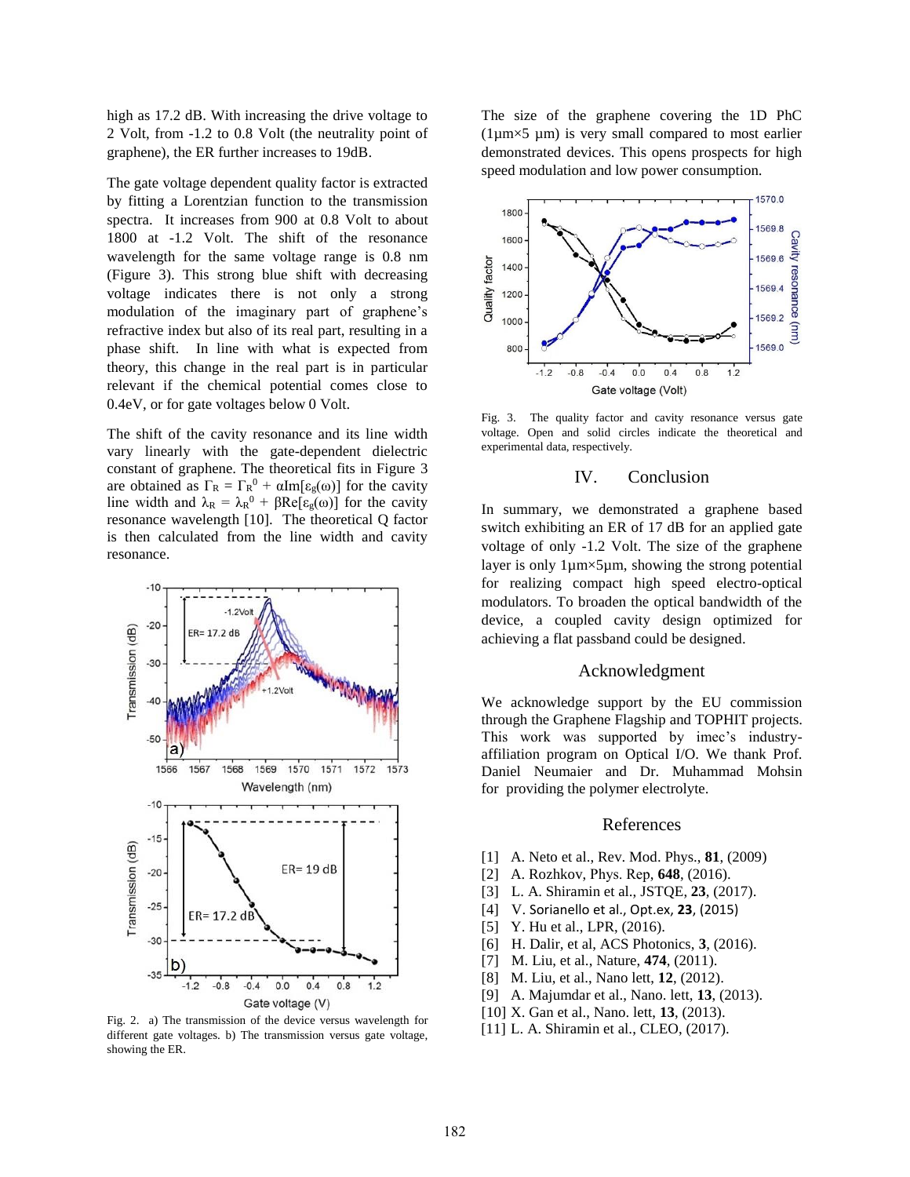high as 17.2 dB. With increasing the drive voltage to 2 Volt, from -1.2 to 0.8 Volt (the neutrality point of graphene), the ER further increases to 19dB.

The gate voltage dependent quality factor is extracted by fitting a Lorentzian function to the transmission spectra. It increases from 900 at 0.8 Volt to about 1800 at -1.2 Volt. The shift of the resonance wavelength for the same voltage range is 0.8 nm (Figure 3). This strong blue shift with decreasing voltage indicates there is not only a strong modulation of the imaginary part of graphene's refractive index but also of its real part, resulting in a phase shift. In line with what is expected from theory, this change in the real part is in particular relevant if the chemical potential comes close to 0.4eV, or for gate voltages below 0 Volt.

The shift of the cavity resonance and its line width vary linearly with the gate-dependent dielectric constant of graphene. The theoretical fits in Figure 3 are obtained as $\Gamma_R = \Gamma_R^0 + \alpha \mathrm{Im}[\varepsilon_g(\omega)]$ for the cavity line width and $\lambda_R = \lambda_R^0 + \beta \mathrm{Re}[\varepsilon_g(\omega)]$ for the cavity resonance wavelength [10]. The theoretical Q factor is then calculated from the line width and cavity resonance.

-10
-20
-30
-40
-50
Transmission (dB)
ER= 17.2 dB
-1.2Volt
+1.2Volt
a)
1566 1567 1568 1569 1570 1571 1572 1573
Wavelength (nm)

-10
-15
-20
-25
-30
-35
Transmission (dB)
ER= 19 dB
ER= 17.2 dB
b)
-1.2 -0.8 -0.4 0.0 0.4 0.8 1.2
Gate voltage (V)

Fig. 2. a) The transmission of the device versus wavelength for different gate voltages. b) The transmission versus gate voltage, showing the ER.

The size of the graphene covering the 1D PhC (1μm×5 μm) is very small compared to most earlier demonstrated devices. This opens prospects for high speed modulation and low power consumption.

1800
1600
1400
1200
1000
800
Quality factor
1570.0
1569.8
1569.6
1569.4
1569.2
1569.0
Cavity resonance (nm)
-1.2 -0.8 -0.4 0.0 0.4 0.8 1.2
Gate voltage (Volt)

Fig. 3. The quality factor and cavity resonance versus gate voltage. Open and solid circles indicate the theoretical and experimental data, respectively.

## IV. Conclusion

In summary, we demonstrated a graphene based switch exhibiting an ER of 17 dB for an applied gate voltage of only -1.2 Volt. The size of the graphene layer is only 1μm×5μm, showing the strong potential for realizing compact high speed electro-optical modulators. To broaden the optical bandwidth of the device, a coupled cavity design optimized for achieving a flat passband could be designed.

## Acknowledgment

We acknowledge support by the EU commission through the Graphene Flagship and TOPHIT projects. This work was supported by imec's industry-affiliation program on Optical I/O. We thank Prof. Daniel Neumaier and Dr. Muhammad Mohsin for providing the polymer electrolyte.

## References

[1] A. Neto et al., Rev. Mod. Phys., **81**, (2009)
[2] A. Rozhkov, Phys. Rep, **648**, (2016).
[3] L. A. Shiramin et al., JSTQE, **23**, (2017).
[4] V. Sorianello et al., Opt.ex, **23**, (2015)
[5] Y. Hu et al., LPR, (2016).
[6] H. Dalir, et al, ACS Photonics, **3**, (2016).
[7] M. Liu, et al., Nature, **474**, (2011).
[8] M. Liu, et al., Nano lett, **12**, (2012).
[9] A. Majumdar et al., Nano. lett, **13**, (2013).
[10] X. Gan et al., Nano. lett, **13**, (2013).
[11] L. A. Shiramin et al., CLEO, (2017).